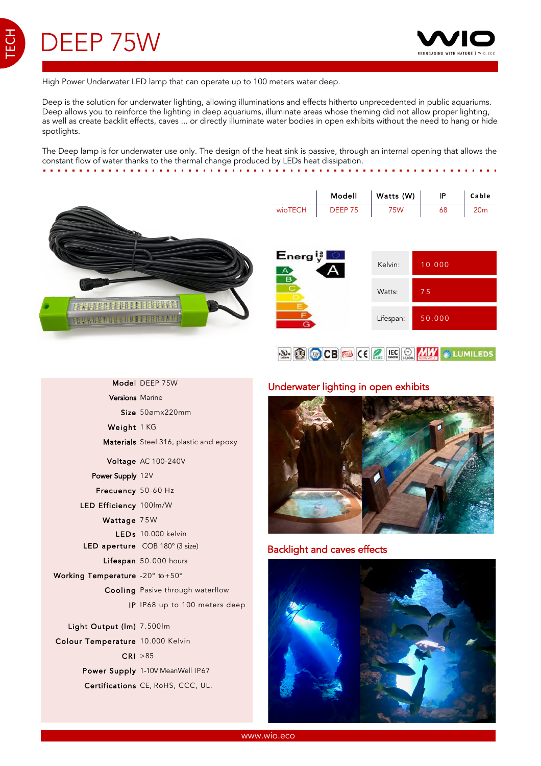# DEEP 75W

High Power Underwater LED lamp that can operate up to 100 meters water deep.

Deep is the solution for underwater lighting, allowing illuminations and effects hitherto unprecedented in public aquariums. Deep allows you to reinforce the lighting in deep aquariums, illuminate areas whose theming did not allow proper lighting, as well as create backlit effects, caves ... or directly illuminate water bodies in open exhibits without the need to hang or hide spotlights.

The Deep lamp is for underwater use only. The design of the heat sink is passive, through an internal opening that allows the constant flow of water thanks to the thermal change produced by LEDs heat dissipation.

| | Modell | Watts (W) | IP | Cable |
|---|---|---|---|---|
| wioTECH | DEEP 75 | 75W | 68 | 20m |

| | |
|---|---|
| Kelvin: | 10.000 |
| Watts: | 75 |
| Lifespan: | 50.000 |

| | |
|---|---|
| Model | DEEP 75W |
| Versions | Marine |
| Size | 50ømx220mm |
| Weight | 1 KG |
| Materials | Steel 316, plastic and epoxy |
| Voltage | AC 100-240V |
| Power Supply | 12V |
| Frecuency | 50-60 Hz |
| LED Efficiency | 100lm/W |
| Wattage | 75W |
| LEDs | 10.000 kelvin |
| LED aperture | COB 180º (3 size) |
| Lifespan | 50.000 hours |
| Working Temperature | -20º to +50º |
| Cooling | Pasive through waterflow |
| IP | IP68 up to 100 meters deep |
| Light Output (lm) | 7.500lm |
| Colour Temperature | 10.000 Kelvin |
| CRI | >85 |
| Power Supply | 1-10V MeanWell IP67 |
| Certifications | CE, RoHS, CCC, UL. |

## Underwater lighting in open exhibits

## Backlight and caves effects

www.wio.eco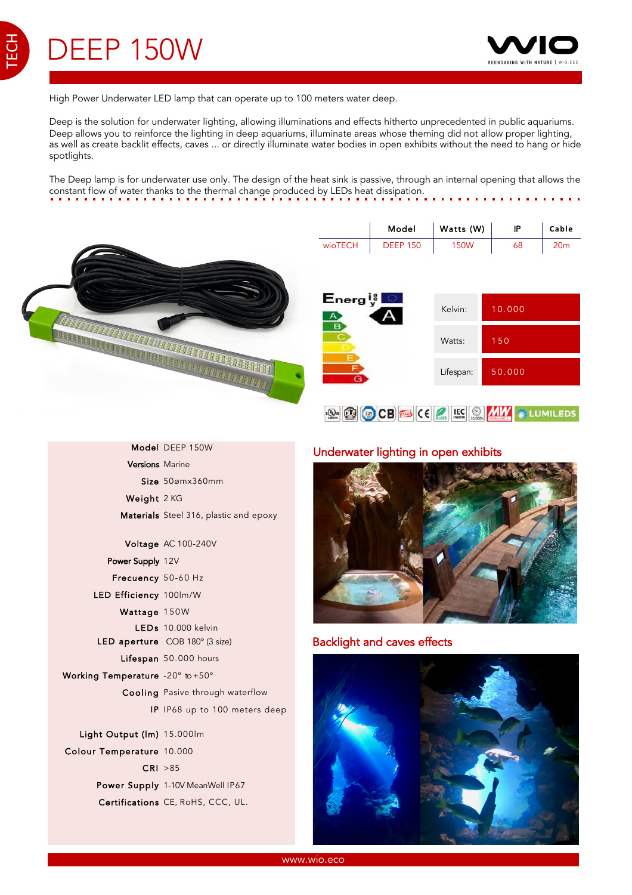TECH

# DEEP 150W

WIO
REENGAGING WITH NATURE | WIO.ECO

High Power Underwater LED lamp that can operate up to 100 meters water deep.

Deep is the solution for underwater lighting, allowing illuminations and effects hitherto unprecedented in public aquariums. Deep allows you to reinforce the lighting in deep aquariums, illuminate areas whose theming did not allow proper lighting, as well as create backlit effects, caves ... or directly illuminate water bodies in open exhibits without the need to hang or hide spotlights.

The Deep lamp is for underwater use only. The design of the heat sink is passive, through an internal opening that allows the constant flow of water thanks to the thermal change produced by LEDs heat dissipation.

| | Model | Watts (W) | IP | Cable |
|---|---|---|---|---|
| wioTECH | DEEP 150 | 150W | 68 | 20m |

Energy A

| | |
|---|---|
| Kelvin: | 10.000 |
| Watts: | 150 |
| Lifespan: | 50.000 |

CB CE RoHS IEC MW LUMILEDS

| | |
|---|---|
| Model | DEEP 150W |
| Versions | Marine |
| Size | 50ømx360mm |
| Weight | 2 KG |
| Materials | Steel 316, plastic and epoxy |
| Voltage | AC 100-240V |
| Power Supply | 12V |
| Frecuency | 50-60 Hz |
| LED Efficiency | 100lm/W |
| Wattage | 150W |
| LEDs | 10.000 kelvin |
| LED aperture | COB 180° (3 size) |
| Lifespan | 50.000 hours |
| Working Temperature | -20° to +50° |
| Cooling | Pasive through waterflow |
| IP | IP68 up to 100 meters deep |
| Light Output (lm) | 15.000lm |
| Colour Temperature | 10.000 |
| CRI | >85 |
| Power Supply | 1-10V MeanWell IP67 |
| Certifications | CE, RoHS, CCC, UL. |

## Underwater lighting in open exhibits

## Backlight and caves effects

www.wio.eco